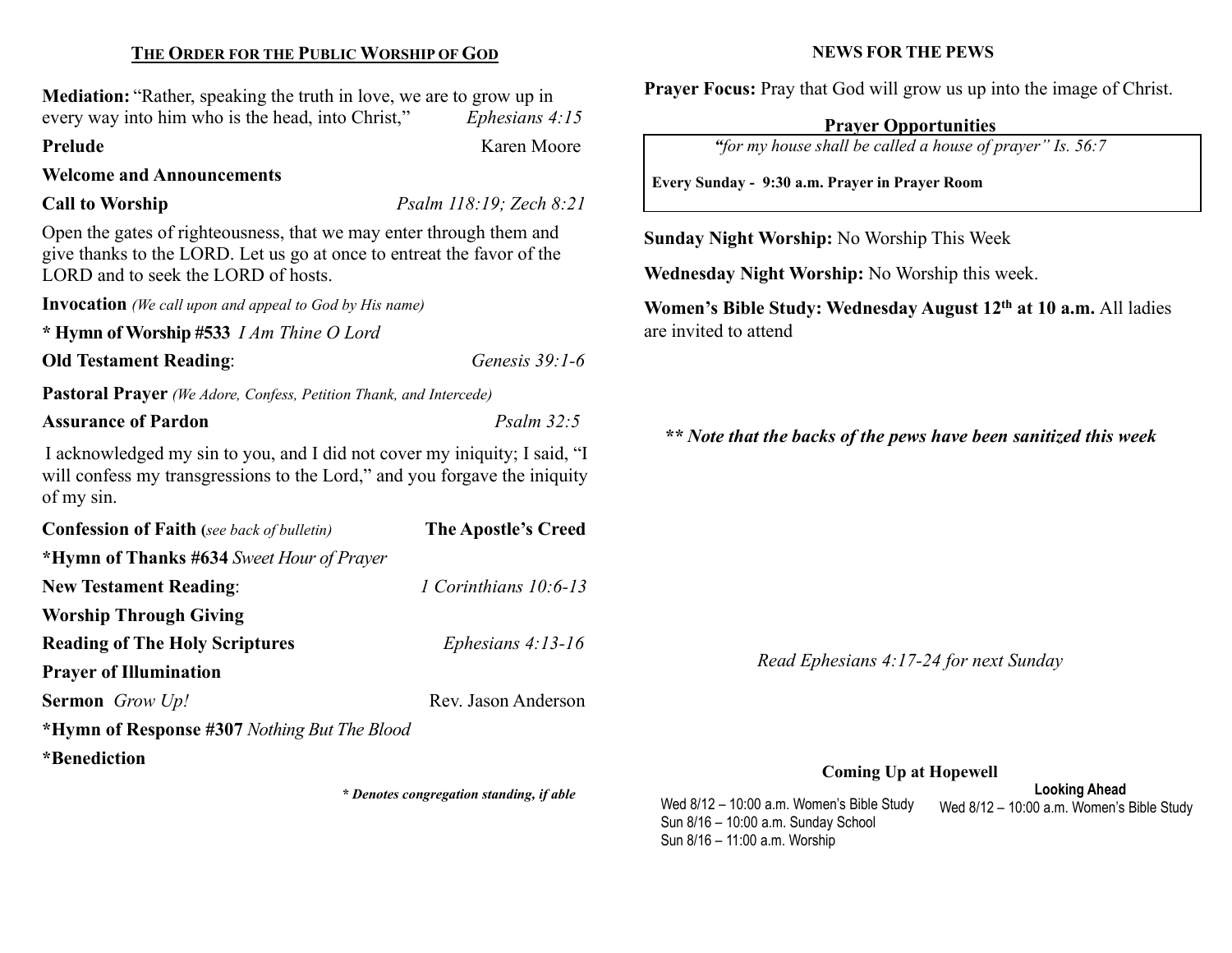## THE ORDER FOR THE PUBLIC WORSHIP OF GOD

**Mediation:** "Rather, speaking the truth in love, we are to grow up in every way into him who is the head, into Christ," *Ephesians 4:15*

**Prelude** Karen Moore

**Welcome and Announcements**

**Call to Worship** *Psalm 118:19; Zech 8:21*

Open the gates of righteousness, that we may enter through them and give thanks to the LORD. Let us go at once to entreat the favor of the LORD and to seek the LORD of hosts.

**Invocation** *(We call upon and appeal to God by His name)*

**\* Hymn of Worship #533** *I Am Thine O Lord*

**Old Testament Reading**: *Genesis 39:1-6*

**Pastoral Prayer** *(We Adore, Confess, Petition Thank, and Intercede)*

**Assurance of Pardon** *Psalm 32:5*

I acknowledged my sin to you, and I did not cover my iniquity; I said, "I will confess my transgressions to the Lord," and you forgave the iniquity of my sin.

**Confession of Faith (***see back of bulletin***)** **The Apostle's Creed**

**\*Hymn of Thanks #634** *Sweet Hour of Prayer*

**New Testament Reading**: *1 Corinthians 10:6-13*

**Worship Through Giving**

**Reading of The Holy Scriptures** *Ephesians 4:13-16*

**Prayer of Illumination**

**Sermon** *Grow Up!* Rev. Jason Anderson

**\*Hymn of Response #307** *Nothing But The Blood*

**\*Benediction**

***\* Denotes congregation standing, if able***

## NEWS FOR THE PEWS

**Prayer Focus:** Pray that God will grow us up into the image of Christ.

**Prayer Opportunities**

*"for my house shall be called a house of prayer" Is. 56:7*

**Every Sunday - 9:30 a.m. Prayer in Prayer Room**

**Sunday Night Worship:** No Worship This Week

**Wednesday Night Worship:** No Worship this week.

**Women's Bible Study: Wednesday August 12th at 10 a.m.** All ladies are invited to attend

***\*\* Note that the backs of the pews have been sanitized this week***

*Read Ephesians 4:17-24 for next Sunday*

**Coming Up at Hopewell**

Wed 8/12 – 10:00 a.m. Women's Bible Study
Sun 8/16 – 10:00 a.m. Sunday School
Sun 8/16 – 11:00 a.m. Worship

**Looking Ahead**

Wed 8/12 – 10:00 a.m. Women's Bible Study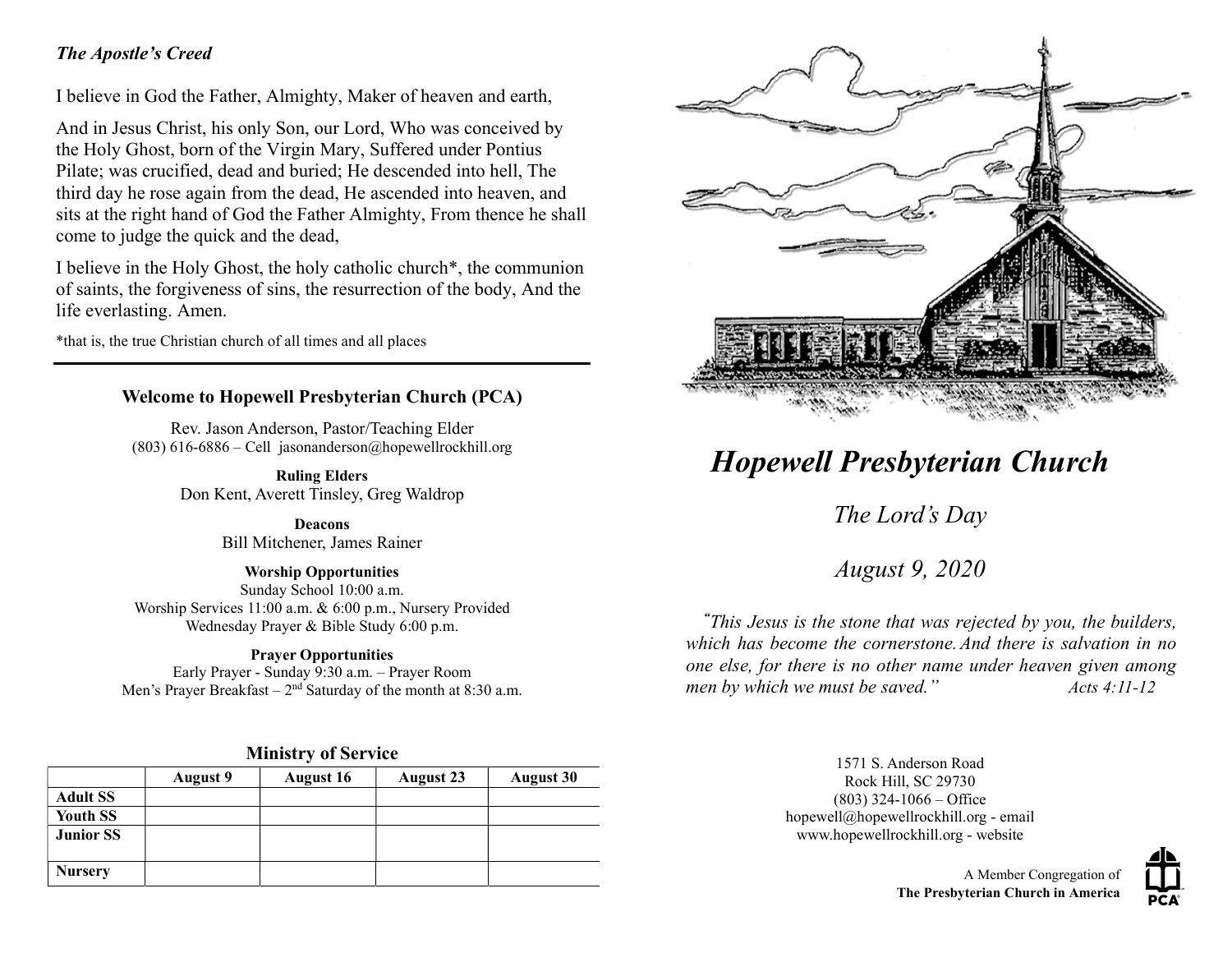*The Apostle's Creed*

I believe in God the Father, Almighty, Maker of heaven and earth,

And in Jesus Christ, his only Son, our Lord, Who was conceived by the Holy Ghost, born of the Virgin Mary, Suffered under Pontius Pilate; was crucified, dead and buried; He descended into hell, The third day he rose again from the dead, He ascended into heaven, and sits at the right hand of God the Father Almighty, From thence he shall come to judge the quick and the dead,

I believe in the Holy Ghost, the holy catholic church*, the communion of saints, the forgiveness of sins, the resurrection of the body, And the life everlasting. Amen.

*that is, the true Christian church of all times and all places

---

**Welcome to Hopewell Presbyterian Church (PCA)**

Rev. Jason Anderson, Pastor/Teaching Elder
(803) 616-6886 – Cell jasonanderson@hopewellrockhill.org

**Ruling Elders**
Don Kent, Averett Tinsley, Greg Waldrop

**Deacons**
Bill Mitchener, James Rainer

**Worship Opportunities**
Sunday School 10:00 a.m.
Worship Services 11:00 a.m. & 6:00 p.m., Nursery Provided
Wednesday Prayer & Bible Study 6:00 p.m.

**Prayer Opportunities**
Early Prayer - Sunday 9:30 a.m. – Prayer Room
Men's Prayer Breakfast – 2nd Saturday of the month at 8:30 a.m.

**Ministry of Service**

| | August 9 | August 16 | August 23 | August 30 |
|---|---|---|---|---|
| **Adult SS** | | | | |
| **Youth SS** | | | | |
| **Junior SS** | | | | |
| **Nursery** | | | | |

# *Hopewell Presbyterian Church*

*The Lord's Day*

*August 9, 2020*

*"This Jesus is the stone that was rejected by you, the builders, which has become the cornerstone. And there is salvation in no one else, for there is no other name under heaven given among men by which we must be saved."* *Acts 4:11-12*

1571 S. Anderson Road
Rock Hill, SC 29730
(803) 324-1066 – Office
hopewell@hopewellrockhill.org - email
www.hopewellrockhill.org - website

A Member Congregation of
**The Presbyterian Church in America**